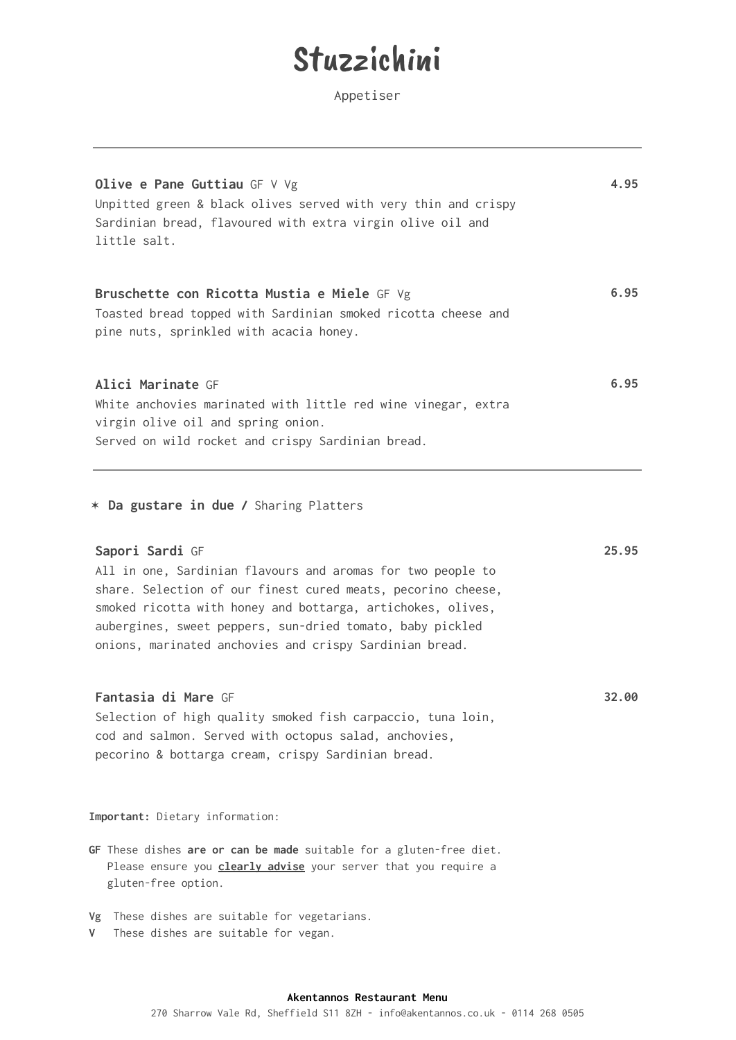# Stuzzichini

Appetiser

---

**Olive e Pane Guttiau** GF V Vg — **4.95**

Unpitted green & black olives served with very thin and crispy Sardinian bread, flavoured with extra virgin olive oil and little salt.

**Bruschette con Ricotta Mustia e Miele** GF Vg — **6.95**

Toasted bread topped with Sardinian smoked ricotta cheese and pine nuts, sprinkled with acacia honey.

**Alici Marinate** GF — **6.95**

White anchovies marinated with little red wine vinegar, extra virgin olive oil and spring onion.
Served on wild rocket and crispy Sardinian bread.

---

✶ **Da gustare in due /** Sharing Platters

**Sapori Sardi** GF — **25.95**

All in one, Sardinian flavours and aromas for two people to share. Selection of our finest cured meats, pecorino cheese, smoked ricotta with honey and bottarga, artichokes, olives, aubergines, sweet peppers, sun-dried tomato, baby pickled onions, marinated anchovies and crispy Sardinian bread.

**Fantasia di Mare** GF — **32.00**

Selection of high quality smoked fish carpaccio, tuna loin, cod and salmon. Served with octopus salad, anchovies, pecorino & bottarga cream, crispy Sardinian bread.

**Important:** Dietary information:

**GF** These dishes **are or can be made** suitable for a gluten-free diet. Please ensure you **clearly advise** your server that you require a gluten-free option.

**Vg** These dishes are suitable for vegetarians.
**V** These dishes are suitable for vegan.

**Akentannos Restaurant Menu**
270 Sharrow Vale Rd, Sheffield S11 8ZH - info@akentannos.co.uk - 0114 268 0505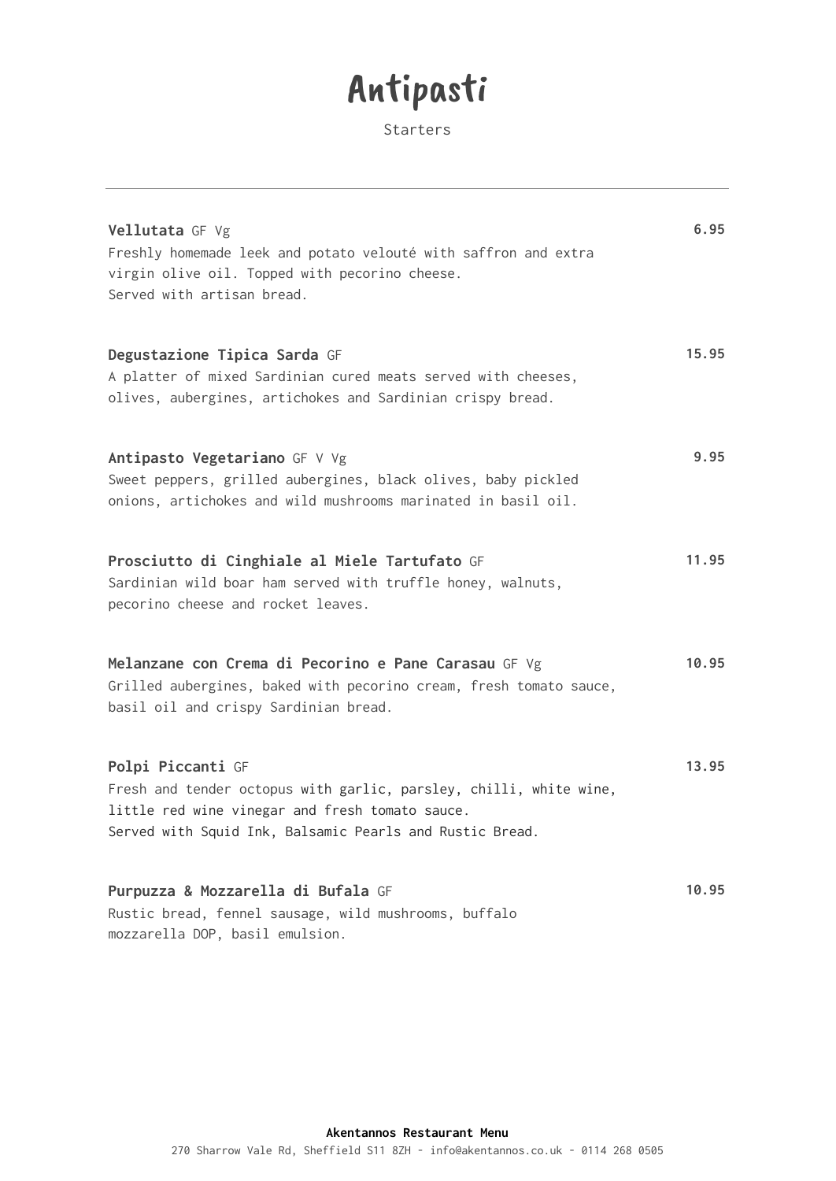# Antipasti

Starters

---

**Vellutata** GF Vg — **6.95**

Freshly homemade leek and potato velouté with saffron and extra virgin olive oil. Topped with pecorino cheese.
Served with artisan bread.

**Degustazione Tipica Sarda** GF — **15.95**

A platter of mixed Sardinian cured meats served with cheeses, olives, aubergines, artichokes and Sardinian crispy bread.

**Antipasto Vegetariano** GF V Vg — **9.95**

Sweet peppers, grilled aubergines, black olives, baby pickled onions, artichokes and wild mushrooms marinated in basil oil.

**Prosciutto di Cinghiale al Miele Tartufato** GF — **11.95**

Sardinian wild boar ham served with truffle honey, walnuts, pecorino cheese and rocket leaves.

**Melanzane con Crema di Pecorino e Pane Carasau** GF Vg — **10.95**

Grilled aubergines, baked with pecorino cream, fresh tomato sauce, basil oil and crispy Sardinian bread.

**Polpi Piccanti** GF — **13.95**

Fresh and tender octopus with garlic, parsley, chilli, white wine, little red wine vinegar and fresh tomato sauce.
Served with Squid Ink, Balsamic Pearls and Rustic Bread.

**Purpuzza & Mozzarella di Bufala** GF — **10.95**

Rustic bread, fennel sausage, wild mushrooms, buffalo mozzarella DOP, basil emulsion.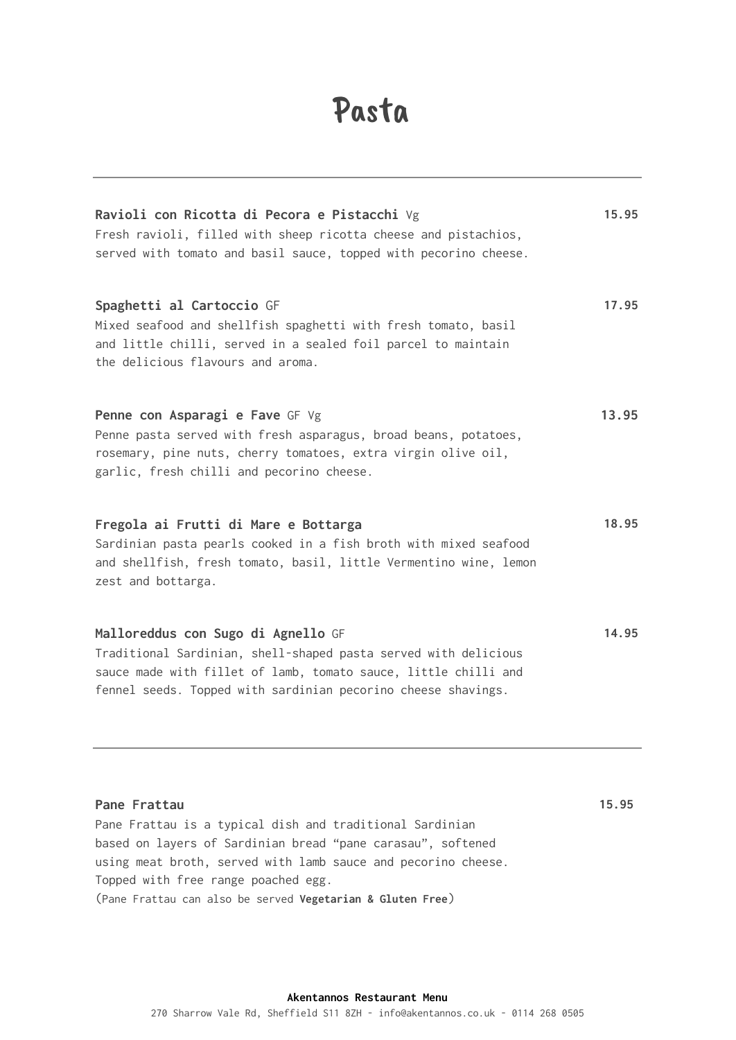# Pasta

---

**Ravioli con Ricotta di Pecora e Pistacchi** Vg — **15.95**
Fresh ravioli, filled with sheep ricotta cheese and pistachios, served with tomato and basil sauce, topped with pecorino cheese.

**Spaghetti al Cartoccio** GF — **17.95**
Mixed seafood and shellfish spaghetti with fresh tomato, basil and little chilli, served in a sealed foil parcel to maintain the delicious flavours and aroma.

**Penne con Asparagi e Fave** GF Vg — **13.95**
Penne pasta served with fresh asparagus, broad beans, potatoes, rosemary, pine nuts, cherry tomatoes, extra virgin olive oil, garlic, fresh chilli and pecorino cheese.

**Fregola ai Frutti di Mare e Bottarga** — **18.95**
Sardinian pasta pearls cooked in a fish broth with mixed seafood and shellfish, fresh tomato, basil, little Vermentino wine, lemon zest and bottarga.

**Malloreddus con Sugo di Agnello** GF — **14.95**
Traditional Sardinian, shell-shaped pasta served with delicious sauce made with fillet of lamb, tomato sauce, little chilli and fennel seeds. Topped with sardinian pecorino cheese shavings.

---

**Pane Frattau** — **15.95**
Pane Frattau is a typical dish and traditional Sardinian based on layers of Sardinian bread "pane carasau", softened using meat broth, served with lamb sauce and pecorino cheese. Topped with free range poached egg.
(Pane Frattau can also be served **Vegetarian & Gluten Free**)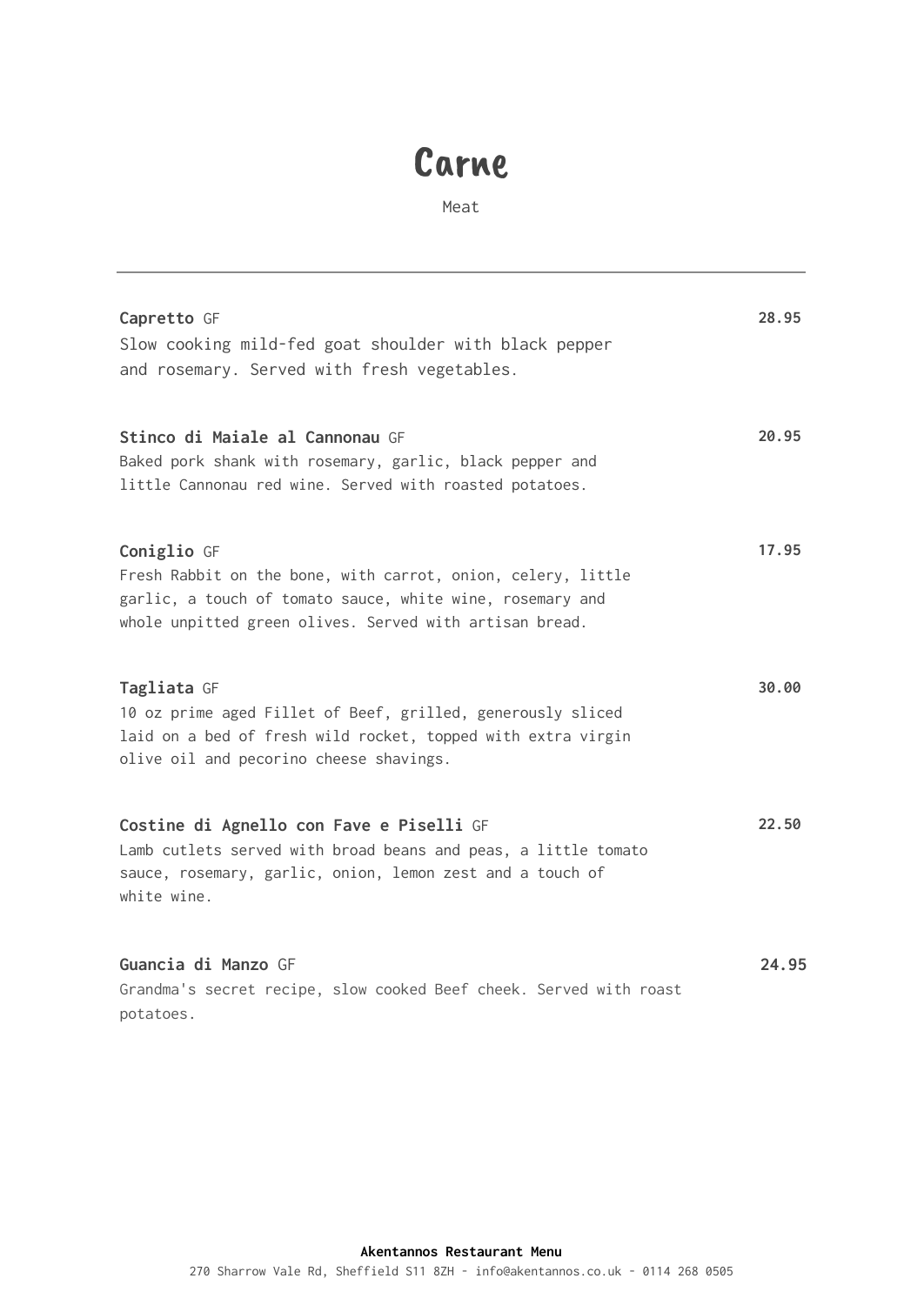# Carne

Meat

---

**Capretto** GF — **28.95**
Slow cooking mild-fed goat shoulder with black pepper and rosemary. Served with fresh vegetables.

**Stinco di Maiale al Cannonau** GF — **20.95**
Baked pork shank with rosemary, garlic, black pepper and little Cannonau red wine. Served with roasted potatoes.

**Coniglio** GF — **17.95**
Fresh Rabbit on the bone, with carrot, onion, celery, little garlic, a touch of tomato sauce, white wine, rosemary and whole unpitted green olives. Served with artisan bread.

**Tagliata** GF — **30.00**
10 oz prime aged Fillet of Beef, grilled, generously sliced laid on a bed of fresh wild rocket, topped with extra virgin olive oil and pecorino cheese shavings.

**Costine di Agnello con Fave e Piselli** GF — **22.50**
Lamb cutlets served with broad beans and peas, a little tomato sauce, rosemary, garlic, onion, lemon zest and a touch of white wine.

**Guancia di Manzo** GF — **24.95**
Grandma's secret recipe, slow cooked Beef cheek. Served with roast potatoes.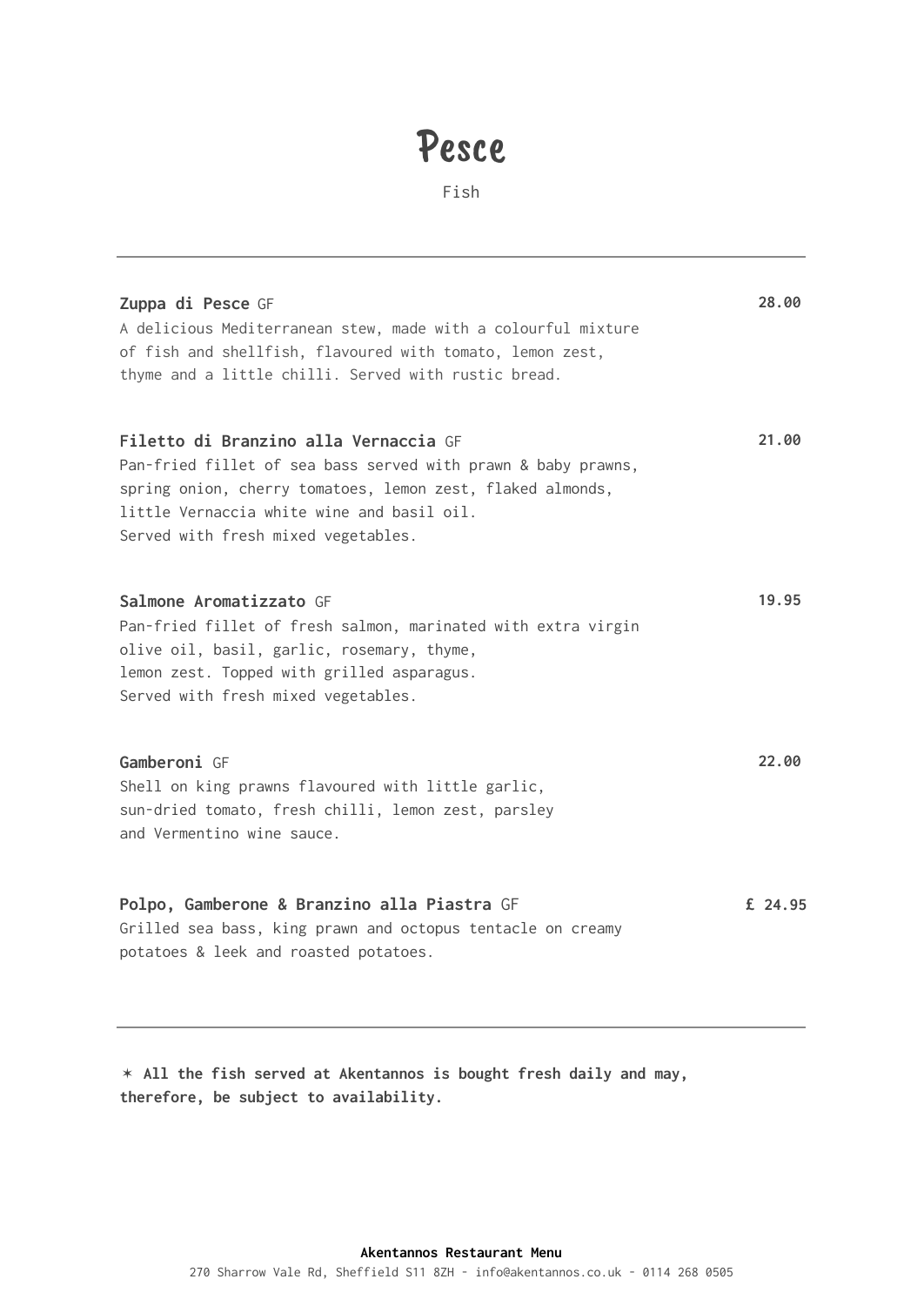# Pesce

Fish

---

**Zupa di Pesce** GF — **28.00**
A delicious Mediterranean stew, made with a colourful mixture of fish and shellfish, flavoured with tomato, lemon zest, thyme and a little chilli. Served with rustic bread.

**Filetto di Branzino alla Vernaccia** GF — **21.00**
Pan-fried fillet of sea bass served with prawn & baby prawns, spring onion, cherry tomatoes, lemon zest, flaked almonds, little Vernaccia white wine and basil oil.
Served with fresh mixed vegetables.

**Salmone Aromatizzato** GF — **19.95**
Pan-fried fillet of fresh salmon, marinated with extra virgin olive oil, basil, garlic, rosemary, thyme,
lemon zest. Topped with grilled asparagus.
Served with fresh mixed vegetables.

**Gamberoni** GF — **22.00**
Shell on king prawns flavoured with little garlic, sun-dried tomato, fresh chilli, lemon zest, parsley and Vermentino wine sauce.

**Polpo, Gamberone & Branzino alla Piastra** GF — **£ 24.95**
Grilled sea bass, king prawn and octopus tentacle on creamy potatoes & leek and roasted potatoes.

---

**✶ All the fish served at Akentannos is bought fresh daily and may, therefore, be subject to availability.**

**Akentannos Restaurant Menu**
270 Sharrow Vale Rd, Sheffield S11 8ZH - info@akentannos.co.uk - 0114 268 0505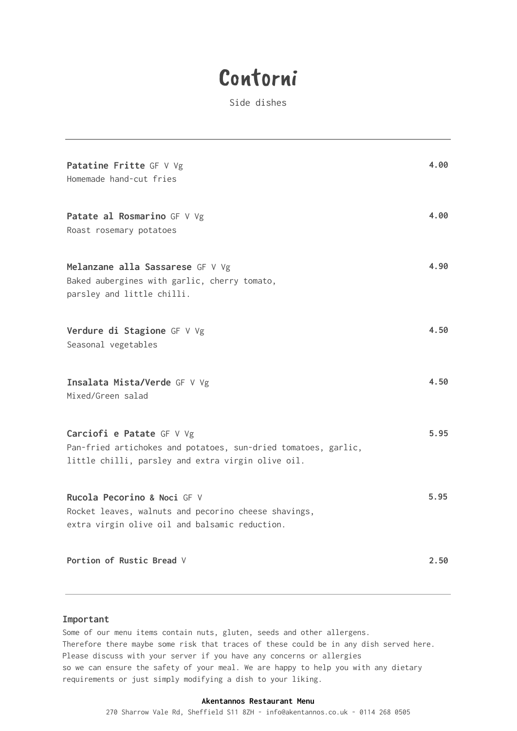# Contorni

Side dishes

---

**Patatine Fritte** GF V Vg — **4.00**
Homemade hand-cut fries

**Patate al Rosmarino** GF V Vg — **4.00**
Roast rosemary potatoes

**Melanzane alla Sassarese** GF V Vg — **4.90**
Baked aubergines with garlic, cherry tomato,
parsley and little chilli.

**Verdure di Stagione** GF V Vg — **4.50**
Seasonal vegetables

**Insalata Mista/Verde** GF V Vg — **4.50**
Mixed/Green salad

**Carciofi e Patate** GF V Vg — **5.95**
Pan-fried artichokes and potatoes, sun-dried tomatoes, garlic,
little chilli, parsley and extra virgin olive oil.

**Rucola Pecorino & Noci** GF V — **5.95**
Rocket leaves, walnuts and pecorino cheese shavings,
extra virgin olive oil and balsamic reduction.

**Portion of Rustic Bread** V — **2.50**

---

**Important**

Some of our menu items contain nuts, gluten, seeds and other allergens.
Therefore there maybe some risk that traces of these could be in any dish served here.
Please discuss with your server if you have any concerns or allergies
so we can ensure the safety of your meal. We are happy to help you with any dietary
requirements or just simply modifying a dish to your liking.

**Akentannos Restaurant Menu**

270 Sharrow Vale Rd, Sheffield S11 8ZH - info@akentannos.co.uk - 0114 268 0505